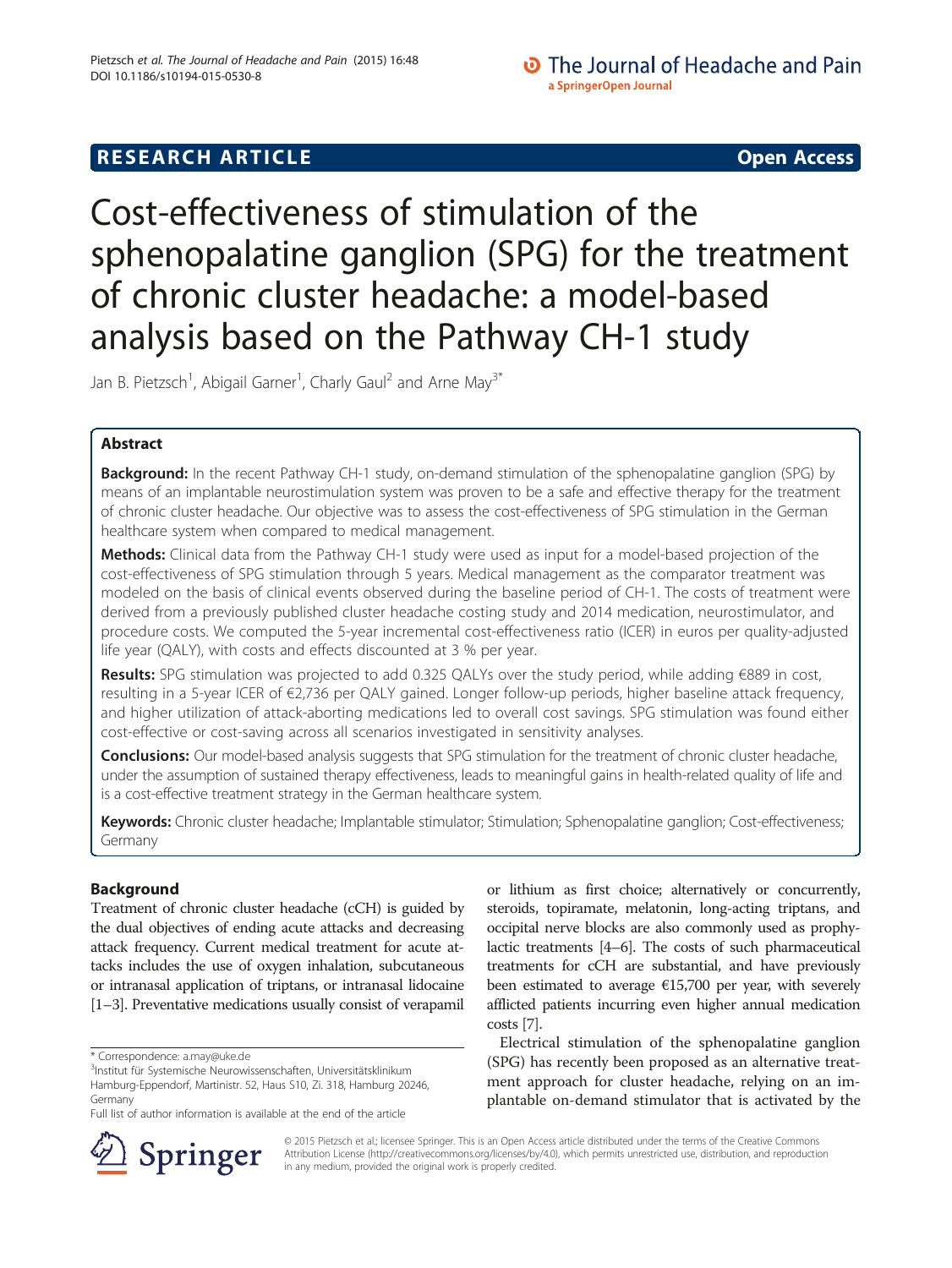RESEARCH ARTICLE

Open Access

# Cost-effectiveness of stimulation of the sphenopalatine ganglion (SPG) for the treatment of chronic cluster headache: a model-based analysis based on the Pathway CH-1 study

Jan B. Pietzsch[1], Abigail Garner[1], Charly Gaul[2] and Arne May[3*]

## Abstract

**Background:** In the recent Pathway CH-1 study, on-demand stimulation of the sphenopalatine ganglion (SPG) by means of an implantable neurostimulation system was proven to be a safe and effective therapy for the treatment of chronic cluster headache. Our objective was to assess the cost-effectiveness of SPG stimulation in the German healthcare system when compared to medical management.

**Methods:** Clinical data from the Pathway CH-1 study were used as input for a model-based projection of the cost-effectiveness of SPG stimulation through 5 years. Medical management as the comparator treatment was modeled on the basis of clinical events observed during the baseline period of CH-1. The costs of treatment were derived from a previously published cluster headache costing study and 2014 medication, neurostimulator, and procedure costs. We computed the 5-year incremental cost-effectiveness ratio (ICER) in euros per quality-adjusted life year (QALY), with costs and effects discounted at 3 % per year.

**Results:** SPG stimulation was projected to add 0.325 QALYs over the study period, while adding €889 in cost, resulting in a 5-year ICER of €2,736 per QALY gained. Longer follow-up periods, higher baseline attack frequency, and higher utilization of attack-aborting medications led to overall cost savings. SPG stimulation was found either cost-effective or cost-saving across all scenarios investigated in sensitivity analyses.

**Conclusions:** Our model-based analysis suggests that SPG stimulation for the treatment of chronic cluster headache, under the assumption of sustained therapy effectiveness, leads to meaningful gains in health-related quality of life and is a cost-effective treatment strategy in the German healthcare system.

**Keywords:** Chronic cluster headache; Implantable stimulator; Stimulation; Sphenopalatine ganglion; Cost-effectiveness; Germany

## Background

Treatment of chronic cluster headache (cCH) is guided by the dual objectives of ending acute attacks and decreasing attack frequency. Current medical treatment for acute attacks includes the use of oxygen inhalation, subcutaneous or intranasal application of triptans, or intranasal lidocaine [1–3]. Preventative medications usually consist of verapamil or lithium as first choice; alternatively or concurrently, steroids, topiramate, melatonin, long-acting triptans, and occipital nerve blocks are also commonly used as prophylactic treatments [4–6]. The costs of such pharmaceutical treatments for cCH are substantial, and have previously been estimated to average €15,700 per year, with severely afflicted patients incurring even higher annual medication costs [7].

Electrical stimulation of the sphenopalatine ganglion (SPG) has recently been proposed as an alternative treatment approach for cluster headache, relying on an implantable on-demand stimulator that is activated by the

\* Correspondence: a.may@uke.de

[3]Institut für Systemische Neurowissenschaften, Universitätsklinikum Hamburg-Eppendorf, Martinistr. 52, Haus S10, Zi. 318, Hamburg 20246, Germany

Full list of author information is available at the end of the article

© 2015 Pietzsch et al.; licensee Springer. This is an Open Access article distributed under the terms of the Creative Commons Attribution License (http://creativecommons.org/licenses/by/4.0), which permits unrestricted use, distribution, and reproduction in any medium, provided the original work is properly credited.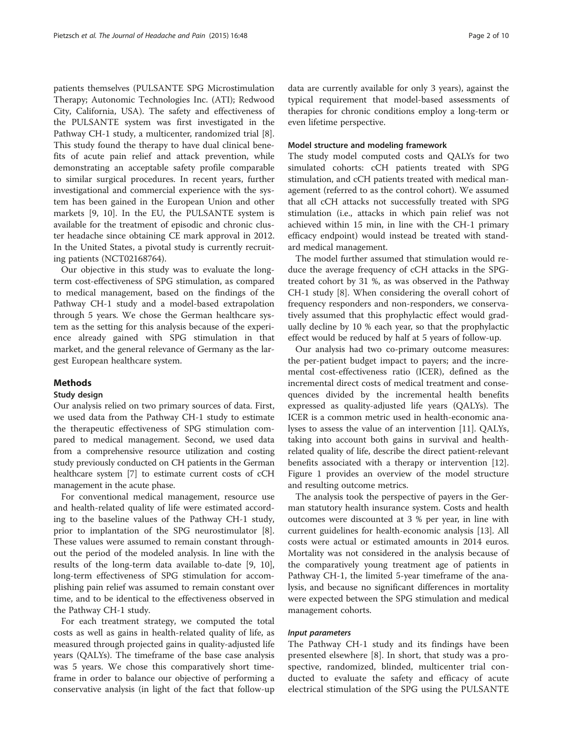patients themselves (PULSANTE SPG Microstimulation Therapy; Autonomic Technologies Inc. (ATI); Redwood City, California, USA). The safety and effectiveness of the PULSANTE system was first investigated in the Pathway CH-1 study, a multicenter, randomized trial [8]. This study found the therapy to have dual clinical benefits of acute pain relief and attack prevention, while demonstrating an acceptable safety profile comparable to similar surgical procedures. In recent years, further investigational and commercial experience with the system has been gained in the European Union and other markets [9, 10]. In the EU, the PULSANTE system is available for the treatment of episodic and chronic cluster headache since obtaining CE mark approval in 2012. In the United States, a pivotal study is currently recruiting patients (NCT02168764).

Our objective in this study was to evaluate the long-term cost-effectiveness of SPG stimulation, as compared to medical management, based on the findings of the Pathway CH-1 study and a model-based extrapolation through 5 years. We chose the German healthcare system as the setting for this analysis because of the experience already gained with SPG stimulation in that market, and the general relevance of Germany as the largest European healthcare system.

## Methods

### Study design

Our analysis relied on two primary sources of data. First, we used data from the Pathway CH-1 study to estimate the therapeutic effectiveness of SPG stimulation compared to medical management. Second, we used data from a comprehensive resource utilization and costing study previously conducted on CH patients in the German healthcare system [7] to estimate current costs of cCH management in the acute phase.

For conventional medical management, resource use and health-related quality of life were estimated according to the baseline values of the Pathway CH-1 study, prior to implantation of the SPG neurostimulator [8]. These values were assumed to remain constant throughout the period of the modeled analysis. In line with the results of the long-term data available to-date [9, 10], long-term effectiveness of SPG stimulation for accomplishing pain relief was assumed to remain constant over time, and to be identical to the effectiveness observed in the Pathway CH-1 study.

For each treatment strategy, we computed the total costs as well as gains in health-related quality of life, as measured through projected gains in quality-adjusted life years (QALYs). The timeframe of the base case analysis was 5 years. We chose this comparatively short timeframe in order to balance our objective of performing a conservative analysis (in light of the fact that follow-up data are currently available for only 3 years), against the typical requirement that model-based assessments of therapies for chronic conditions employ a long-term or even lifetime perspective.

### Model structure and modeling framework

The study model computed costs and QALYs for two simulated cohorts: cCH patients treated with SPG stimulation, and cCH patients treated with medical management (referred to as the control cohort). We assumed that all cCH attacks not successfully treated with SPG stimulation (i.e., attacks in which pain relief was not achieved within 15 min, in line with the CH-1 primary efficacy endpoint) would instead be treated with standard medical management.

The model further assumed that stimulation would reduce the average frequency of cCH attacks in the SPG-treated cohort by 31 %, as was observed in the Pathway CH-1 study [8]. When considering the overall cohort of frequency responders and non-responders, we conservatively assumed that this prophylactic effect would gradually decline by 10 % each year, so that the prophylactic effect would be reduced by half at 5 years of follow-up.

Our analysis had two co-primary outcome measures: the per-patient budget impact to payers; and the incremental cost-effectiveness ratio (ICER), defined as the incremental direct costs of medical treatment and consequences divided by the incremental health benefits expressed as quality-adjusted life years (QALYs). The ICER is a common metric used in health-economic analyses to assess the value of an intervention [11]. QALYs, taking into account both gains in survival and health-related quality of life, describe the direct patient-relevant benefits associated with a therapy or intervention [12]. Figure 1 provides an overview of the model structure and resulting outcome metrics.

The analysis took the perspective of payers in the German statutory health insurance system. Costs and health outcomes were discounted at 3 % per year, in line with current guidelines for health-economic analysis [13]. All costs were actual or estimated amounts in 2014 euros. Mortality was not considered in the analysis because of the comparatively young treatment age of patients in Pathway CH-1, the limited 5-year timeframe of the analysis, and because no significant differences in mortality were expected between the SPG stimulation and medical management cohorts.

#### *Input parameters*

The Pathway CH-1 study and its findings have been presented elsewhere [8]. In short, that study was a prospective, randomized, blinded, multicenter trial conducted to evaluate the safety and efficacy of acute electrical stimulation of the SPG using the PULSANTE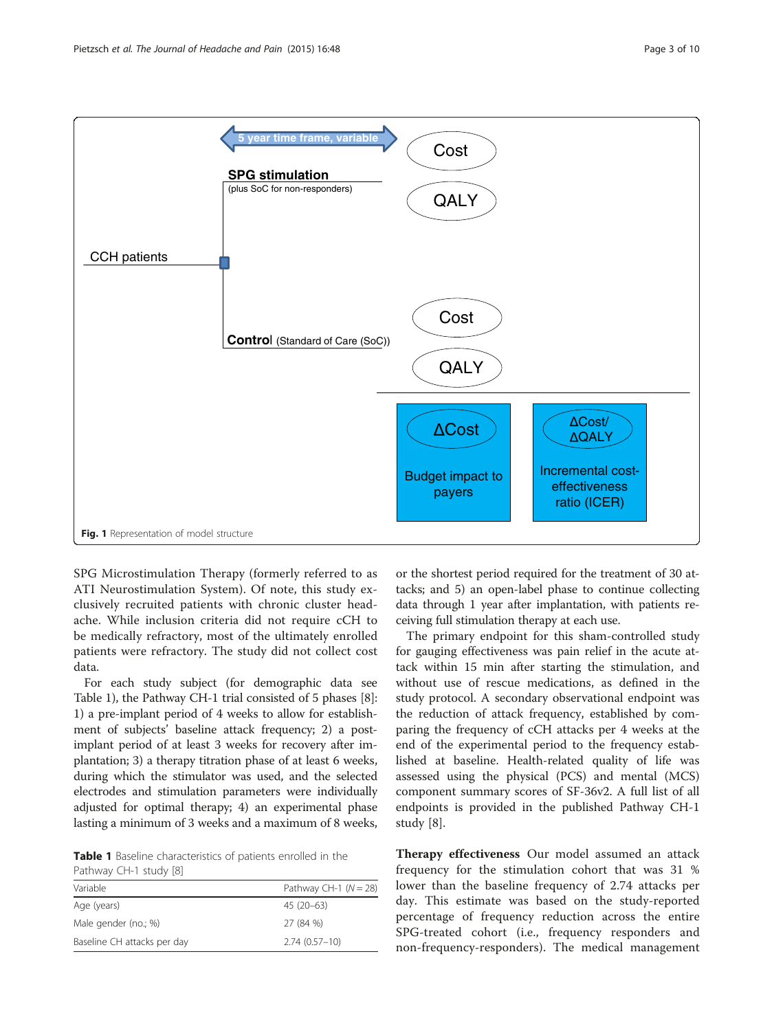Fig. 1 Representation of model structure

SPG Microstimulation Therapy (formerly referred to as ATI Neurostimulation System). Of note, this study exclusively recruited patients with chronic cluster headache. While inclusion criteria did not require cCH to be medically refractory, most of the ultimately enrolled patients were refractory. The study did not collect cost data.

For each study subject (for demographic data see Table 1), the Pathway CH-1 trial consisted of 5 phases [8]: 1) a pre-implant period of 4 weeks to allow for establishment of subjects' baseline attack frequency; 2) a post-implant period of at least 3 weeks for recovery after implantation; 3) a therapy titration phase of at least 6 weeks, during which the stimulator was used, and the selected electrodes and stimulation parameters were individually adjusted for optimal therapy; 4) an experimental phase lasting a minimum of 3 weeks and a maximum of 8 weeks, or the shortest period required for the treatment of 30 attacks; and 5) an open-label phase to continue collecting data through 1 year after implantation, with patients receiving full stimulation therapy at each use.

**Table 1** Baseline characteristics of patients enrolled in the Pathway CH-1 study [8]

| Variable | Pathway CH-1 (N = 28) |
|---|---|
| Age (years) | 45 (20–63) |
| Male gender (no.; %) | 27 (84 %) |
| Baseline CH attacks per day | 2.74 (0.57–10) |

The primary endpoint for this sham-controlled study for gauging effectiveness was pain relief in the acute attack within 15 min after starting the stimulation, and without use of rescue medications, as defined in the study protocol. A secondary observational endpoint was the reduction of attack frequency, established by comparing the frequency of cCH attacks per 4 weeks at the end of the experimental period to the frequency established at baseline. Health-related quality of life was assessed using the physical (PCS) and mental (MCS) component summary scores of SF-36v2. A full list of all endpoints is provided in the published Pathway CH-1 study [8].

**Therapy effectiveness** Our model assumed an attack frequency for the stimulation cohort that was 31 % lower than the baseline frequency of 2.74 attacks per day. This estimate was based on the study-reported percentage of frequency reduction across the entire SPG-treated cohort (i.e., frequency responders and non-frequency-responders). The medical management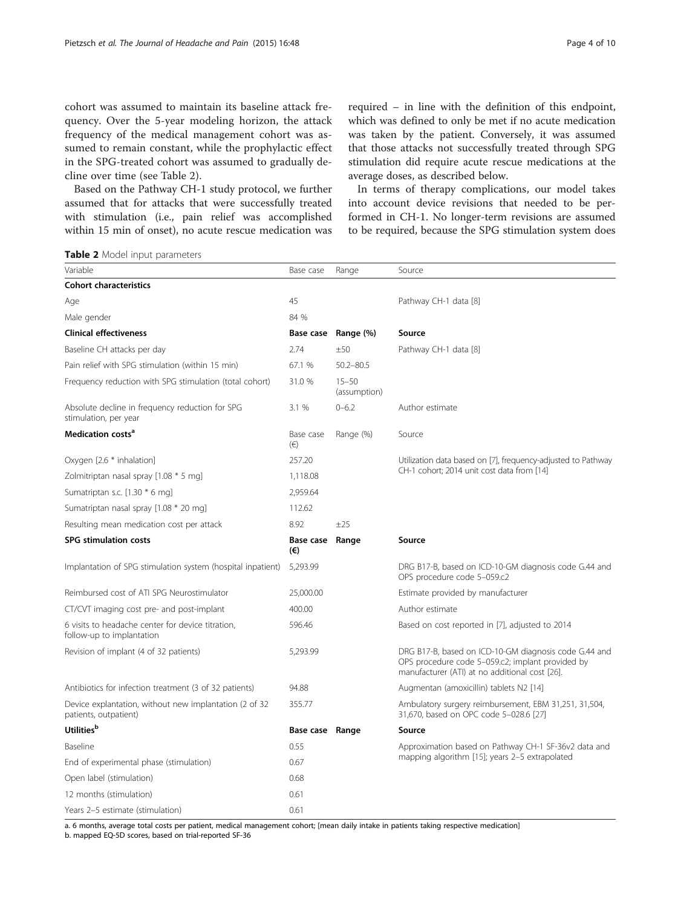cohort was assumed to maintain its baseline attack frequency. Over the 5-year modeling horizon, the attack frequency of the medical management cohort was assumed to remain constant, while the prophylactic effect in the SPG-treated cohort was assumed to gradually decline over time (see Table 2).

Based on the Pathway CH-1 study protocol, we further assumed that for attacks that were successfully treated with stimulation (i.e., pain relief was accomplished within 15 min of onset), no acute rescue medication was required – in line with the definition of this endpoint, which was defined to only be met if no acute medication was taken by the patient. Conversely, it was assumed that those attacks not successfully treated through SPG stimulation did require acute rescue medications at the average doses, as described below.

In terms of therapy complications, our model takes into account device revisions that needed to be performed in CH-1. No longer-term revisions are assumed to be required, because the SPG stimulation system does

**Table 2** Model input parameters

| Variable | Base case | Range | Source |
|---|---|---|---|
| **Cohort characteristics** | | | |
| Age | 45 | | Pathway CH-1 data [8] |
| Male gender | 84 % | | |
| **Clinical effectiveness** | **Base case** | **Range (%)** | **Source** |
| Baseline CH attacks per day | 2.74 | ±50 | Pathway CH-1 data [8] |
| Pain relief with SPG stimulation (within 15 min) | 67.1 % | 50.2–80.5 | |
| Frequency reduction with SPG stimulation (total cohort) | 31.0 % | 15–50 (assumption) | |
| Absolute decline in frequency reduction for SPG stimulation, per year | 3.1 % | 0–6.2 | Author estimate |
| **Medication costs[a]** | Base case (€) | Range (%) | Source |
| Oxygen [2.6 * inhalation] | 257.20 | | Utilization data based on [7], frequency-adjusted to Pathway CH-1 cohort; 2014 unit cost data from [14] |
| Zolmitriptan nasal spray [1.08 * 5 mg] | 1,118.08 | | |
| Sumatriptan s.c. [1.30 * 6 mg] | 2,959.64 | | |
| Sumatriptan nasal spray [1.08 * 20 mg] | 112.62 | | |
| Resulting mean medication cost per attack | 8.92 | ±25 | |
| **SPG stimulation costs** | **Base case (€)** | **Range** | **Source** |
| Implantation of SPG stimulation system (hospital inpatient) | 5,293.99 | | DRG B17-B, based on ICD-10-GM diagnosis code G.44 and OPS procedure code 5–059.c2 |
| Reimbursed cost of ATI SPG Neurostimulator | 25,000.00 | | Estimate provided by manufacturer |
| CT/CVT imaging cost pre- and post-implant | 400.00 | | Author estimate |
| 6 visits to headache center for device titration, follow-up to implantation | 596.46 | | Based on cost reported in [7], adjusted to 2014 |
| Revision of implant (4 of 32 patients) | 5,293.99 | | DRG B17-B, based on ICD-10-GM diagnosis code G.44 and OPS procedure code 5–059.c2; implant provided by manufacturer (ATI) at no additional cost [26]. |
| Antibiotics for infection treatment (3 of 32 patients) | 94.88 | | Augmentan (amoxicillin) tablets N2 [14] |
| Device explantation, without new implantation (2 of 32 patients, outpatient) | 355.77 | | Ambulatory surgery reimbursement, EBM 31,251, 31,504, 31,670, based on OPC code 5–028.6 [27] |
| **Utilities[b]** | **Base case** | **Range** | **Source** |
| Baseline | 0.55 | | Approximation based on Pathway CH-1 SF-36v2 data and mapping algorithm [15]; years 2–5 extrapolated |
| End of experimental phase (stimulation) | 0.67 | | |
| Open label (stimulation) | 0.68 | | |
| 12 months (stimulation) | 0.61 | | |
| Years 2–5 estimate (stimulation) | 0.61 | | |

a. 6 months, average total costs per patient, medical management cohort; [mean daily intake in patients taking respective medication]
b. mapped EQ-5D scores, based on trial-reported SF-36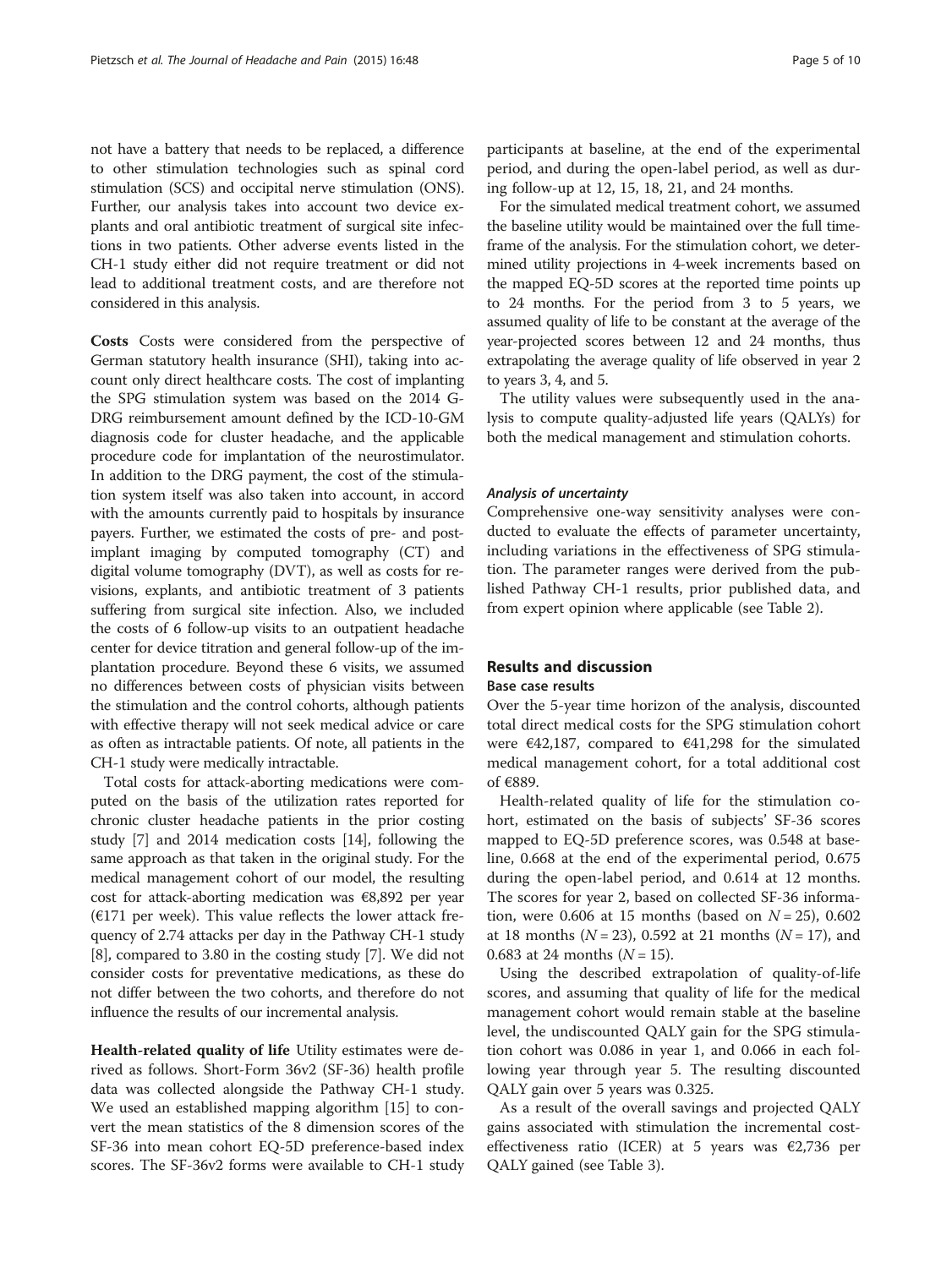not have a battery that needs to be replaced, a difference to other stimulation technologies such as spinal cord stimulation (SCS) and occipital nerve stimulation (ONS). Further, our analysis takes into account two device explants and oral antibiotic treatment of surgical site infections in two patients. Other adverse events listed in the CH-1 study either did not require treatment or did not lead to additional treatment costs, and are therefore not considered in this analysis.

**Costs** Costs were considered from the perspective of German statutory health insurance (SHI), taking into account only direct healthcare costs. The cost of implanting the SPG stimulation system was based on the 2014 G-DRG reimbursement amount defined by the ICD-10-GM diagnosis code for cluster headache, and the applicable procedure code for implantation of the neurostimulator. In addition to the DRG payment, the cost of the stimulation system itself was also taken into account, in accord with the amounts currently paid to hospitals by insurance payers. Further, we estimated the costs of pre- and post-implant imaging by computed tomography (CT) and digital volume tomography (DVT), as well as costs for revisions, explants, and antibiotic treatment of 3 patients suffering from surgical site infection. Also, we included the costs of 6 follow-up visits to an outpatient headache center for device titration and general follow-up of the implantation procedure. Beyond these 6 visits, we assumed no differences between costs of physician visits between the stimulation and the control cohorts, although patients with effective therapy will not seek medical advice or care as often as intractable patients. Of note, all patients in the CH-1 study were medically intractable.

Total costs for attack-aborting medications were computed on the basis of the utilization rates reported for chronic cluster headache patients in the prior costing study [7] and 2014 medication costs [14], following the same approach as that taken in the original study. For the medical management cohort of our model, the resulting cost for attack-aborting medication was €8,892 per year (€171 per week). This value reflects the lower attack frequency of 2.74 attacks per day in the Pathway CH-1 study [8], compared to 3.80 in the costing study [7]. We did not consider costs for preventative medications, as these do not differ between the two cohorts, and therefore do not influence the results of our incremental analysis.

**Health-related quality of life** Utility estimates were derived as follows. Short-Form 36v2 (SF-36) health profile data was collected alongside the Pathway CH-1 study. We used an established mapping algorithm [15] to convert the mean statistics of the 8 dimension scores of the SF-36 into mean cohort EQ-5D preference-based index scores. The SF-36v2 forms were available to CH-1 study participants at baseline, at the end of the experimental period, and during the open-label period, as well as during follow-up at 12, 15, 18, 21, and 24 months.

For the simulated medical treatment cohort, we assumed the baseline utility would be maintained over the full timeframe of the analysis. For the stimulation cohort, we determined utility projections in 4-week increments based on the mapped EQ-5D scores at the reported time points up to 24 months. For the period from 3 to 5 years, we assumed quality of life to be constant at the average of the year-projected scores between 12 and 24 months, thus extrapolating the average quality of life observed in year 2 to years 3, 4, and 5.

The utility values were subsequently used in the analysis to compute quality-adjusted life years (QALYs) for both the medical management and stimulation cohorts.

#### *Analysis of uncertainty*

Comprehensive one-way sensitivity analyses were conducted to evaluate the effects of parameter uncertainty, including variations in the effectiveness of SPG stimulation. The parameter ranges were derived from the published Pathway CH-1 results, prior published data, and from expert opinion where applicable (see Table 2).

## Results and discussion

### Base case results

Over the 5-year time horizon of the analysis, discounted total direct medical costs for the SPG stimulation cohort were €42,187, compared to €41,298 for the simulated medical management cohort, for a total additional cost of €889.

Health-related quality of life for the stimulation cohort, estimated on the basis of subjects' SF-36 scores mapped to EQ-5D preference scores, was 0.548 at baseline, 0.668 at the end of the experimental period, 0.675 during the open-label period, and 0.614 at 12 months. The scores for year 2, based on collected SF-36 information, were 0.606 at 15 months (based on $N = 25$), 0.602 at 18 months ($N = 23$), 0.592 at 21 months ($N = 17$), and 0.683 at 24 months ($N = 15$).

Using the described extrapolation of quality-of-life scores, and assuming that quality of life for the medical management cohort would remain stable at the baseline level, the undiscounted QALY gain for the SPG stimulation cohort was 0.086 in year 1, and 0.066 in each following year through year 5. The resulting discounted QALY gain over 5 years was 0.325.

As a result of the overall savings and projected QALY gains associated with stimulation the incremental cost-effectiveness ratio (ICER) at 5 years was €2,736 per QALY gained (see Table 3).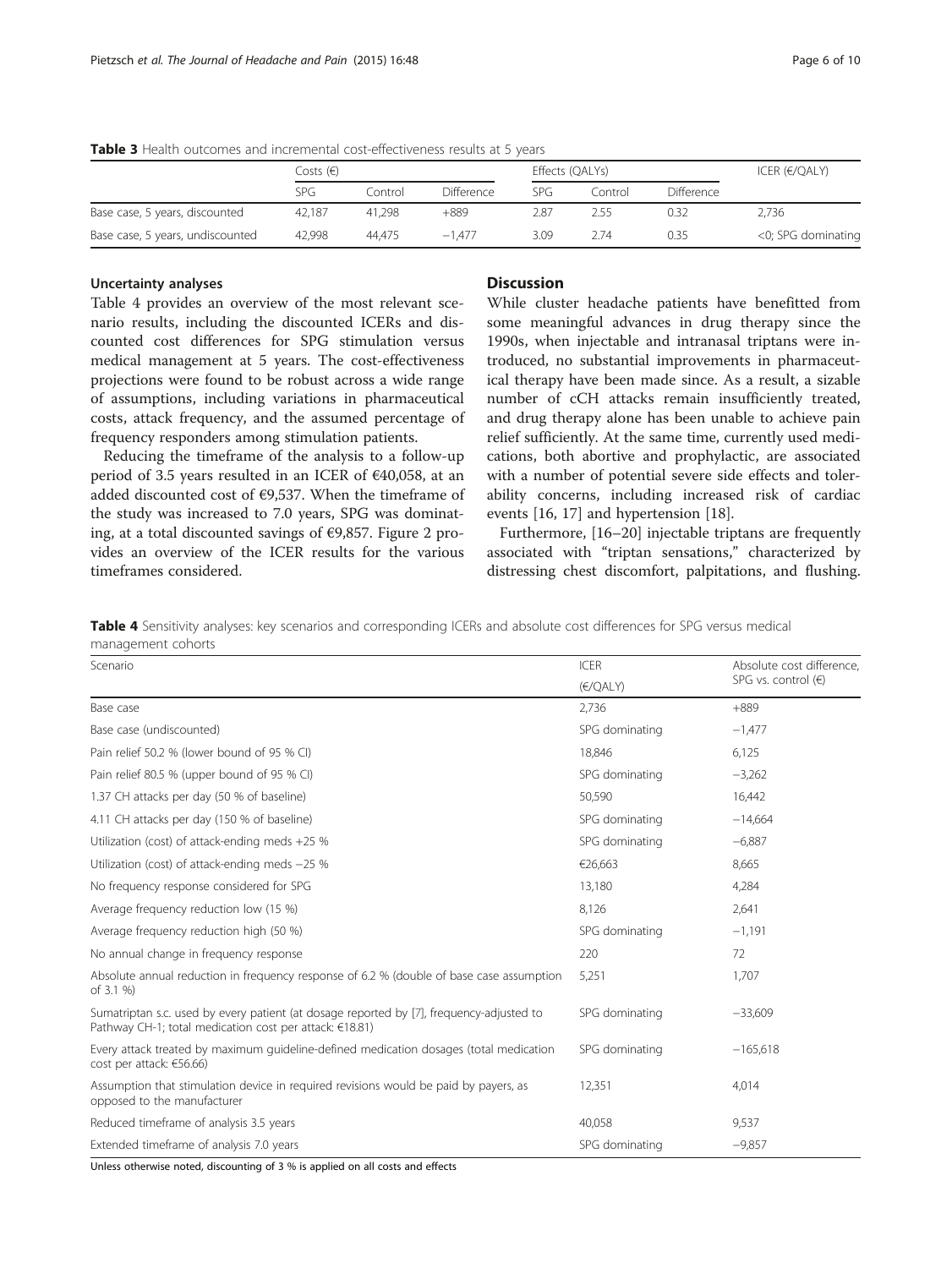**Table 3** Health outcomes and incremental cost-effectiveness results at 5 years

| | Costs (€) | | | Effects (QALYs) | | | ICER (€/QALY) |
|---|---|---|---|---|---|---|---|
| | SPG | Control | Difference | SPG | Control | Difference | |
| Base case, 5 years, discounted | 42,187 | 41,298 | +889 | 2.87 | 2.55 | 0.32 | 2,736 |
| Base case, 5 years, undiscounted | 42,998 | 44,475 | −1,477 | 3.09 | 2.74 | 0.35 | <0; SPG dominating |

### Uncertainty analyses

Table 4 provides an overview of the most relevant scenario results, including the discounted ICERs and discounted cost differences for SPG stimulation versus medical management at 5 years. The cost-effectiveness projections were found to be robust across a wide range of assumptions, including variations in pharmaceutical costs, attack frequency, and the assumed percentage of frequency responders among stimulation patients.

Reducing the timeframe of the analysis to a follow-up period of 3.5 years resulted in an ICER of €40,058, at an added discounted cost of €9,537. When the timeframe of the study was increased to 7.0 years, SPG was dominating, at a total discounted savings of €9,857. Figure 2 provides an overview of the ICER results for the various timeframes considered.

## Discussion

While cluster headache patients have benefitted from some meaningful advances in drug therapy since the 1990s, when injectable and intranasal triptans were introduced, no substantial improvements in pharmaceutical therapy have been made since. As a result, a sizable number of cCH attacks remain insufficiently treated, and drug therapy alone has been unable to achieve pain relief sufficiently. At the same time, currently used medications, both abortive and prophylactic, are associated with a number of potential severe side effects and tolerability concerns, including increased risk of cardiac events [16, 17] and hypertension [18].

Furthermore, [16–20] injectable triptans are frequently associated with "triptan sensations," characterized by distressing chest discomfort, palpitations, and flushing.

**Table 4** Sensitivity analyses: key scenarios and corresponding ICERs and absolute cost differences for SPG versus medical management cohorts

| Scenario | ICER (€/QALY) | Absolute cost difference, SPG vs. control (€) |
|---|---|---|
| Base case | 2,736 | +889 |
| Base case (undiscounted) | SPG dominating | −1,477 |
| Pain relief 50.2 % (lower bound of 95 % CI) | 18,846 | 6,125 |
| Pain relief 80.5 % (upper bound of 95 % CI) | SPG dominating | −3,262 |
| 1.37 CH attacks per day (50 % of baseline) | 50,590 | 16,442 |
| 4.11 CH attacks per day (150 % of baseline) | SPG dominating | −14,664 |
| Utilization (cost) of attack-ending meds +25 % | SPG dominating | −6,887 |
| Utilization (cost) of attack-ending meds −25 % | €26,663 | 8,665 |
| No frequency response considered for SPG | 13,180 | 4,284 |
| Average frequency reduction low (15 %) | 8,126 | 2,641 |
| Average frequency reduction high (50 %) | SPG dominating | −1,191 |
| No annual change in frequency response | 220 | 72 |
| Absolute annual reduction in frequency response of 6.2 % (double of base case assumption of 3.1 %) | 5,251 | 1,707 |
| Sumatriptan s.c. used by every patient (at dosage reported by [7], frequency-adjusted to Pathway CH-1; total medication cost per attack: €18.81) | SPG dominating | −33,609 |
| Every attack treated by maximum guideline-defined medication dosages (total medication cost per attack: €56.66) | SPG dominating | −165,618 |
| Assumption that stimulation device in required revisions would be paid by payers, as opposed to the manufacturer | 12,351 | 4,014 |
| Reduced timeframe of analysis 3.5 years | 40,058 | 9,537 |
| Extended timeframe of analysis 7.0 years | SPG dominating | −9,857 |

Unless otherwise noted, discounting of 3 % is applied on all costs and effects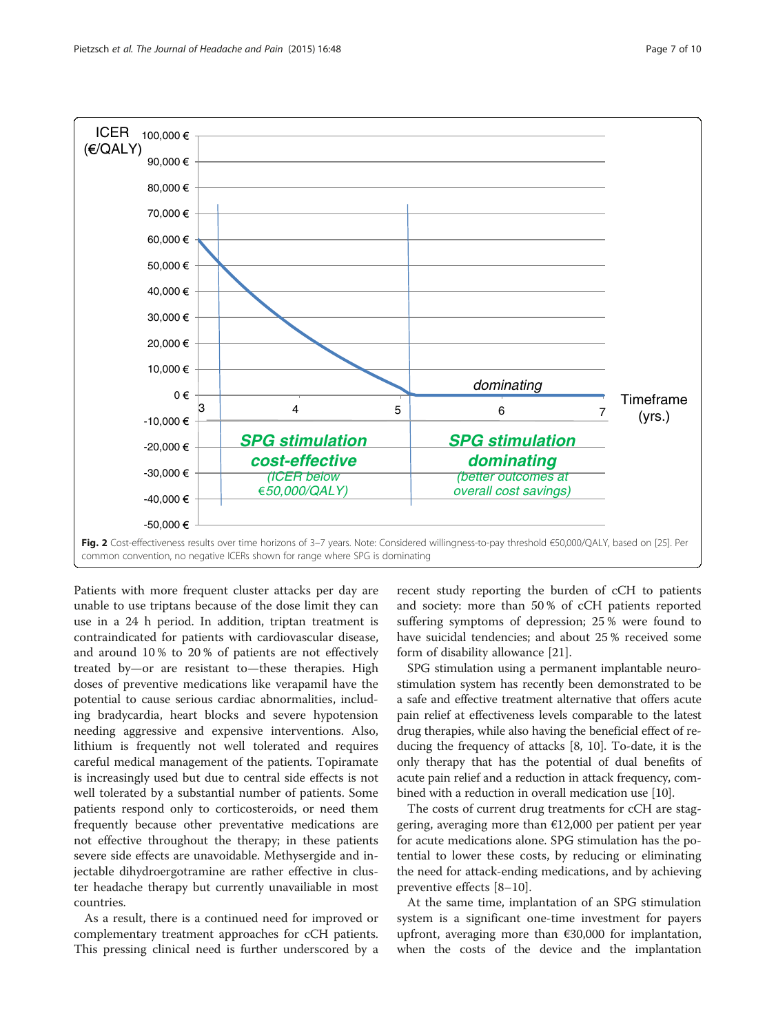**Fig. 2** Cost-effectiveness results over time horizons of 3–7 years. Note: Considered willingness-to-pay threshold €50,000/QALY, based on [25]. Per common convention, no negative ICERs shown for range where SPG is dominating

Patients with more frequent cluster attacks per day are unable to use triptans because of the dose limit they can use in a 24 h period. In addition, triptan treatment is contraindicated for patients with cardiovascular disease, and around 10 % to 20 % of patients are not effectively treated by—or are resistant to—these therapies. High doses of preventive medications like verapamil have the potential to cause serious cardiac abnormalities, including bradycardia, heart blocks and severe hypotension needing aggressive and expensive interventions. Also, lithium is frequently not well tolerated and requires careful medical management of the patients. Topiramate is increasingly used but due to central side effects is not well tolerated by a substantial number of patients. Some patients respond only to corticosteroids, or need them frequently because other preventative medications are not effective throughout the therapy; in these patients severe side effects are unavoidable. Methysergide and injectable dihydroergotamine are rather effective in cluster headache therapy but currently unavailiable in most countries.

As a result, there is a continued need for improved or complementary treatment approaches for cCH patients. This pressing clinical need is further underscored by a recent study reporting the burden of cCH to patients and society: more than 50 % of cCH patients reported suffering symptoms of depression; 25 % were found to have suicidal tendencies; and about 25 % received some form of disability allowance [21].

SPG stimulation using a permanent implantable neurostimulation system has recently been demonstrated to be a safe and effective treatment alternative that offers acute pain relief at effectiveness levels comparable to the latest drug therapies, while also having the beneficial effect of reducing the frequency of attacks [8, 10]. To-date, it is the only therapy that has the potential of dual benefits of acute pain relief and a reduction in attack frequency, combined with a reduction in overall medication use [10].

The costs of current drug treatments for cCH are staggering, averaging more than €12,000 per patient per year for acute medications alone. SPG stimulation has the potential to lower these costs, by reducing or eliminating the need for attack-ending medications, and by achieving preventive effects [8–10].

At the same time, implantation of an SPG stimulation system is a significant one-time investment for payers upfront, averaging more than €30,000 for implantation, when the costs of the device and the implantation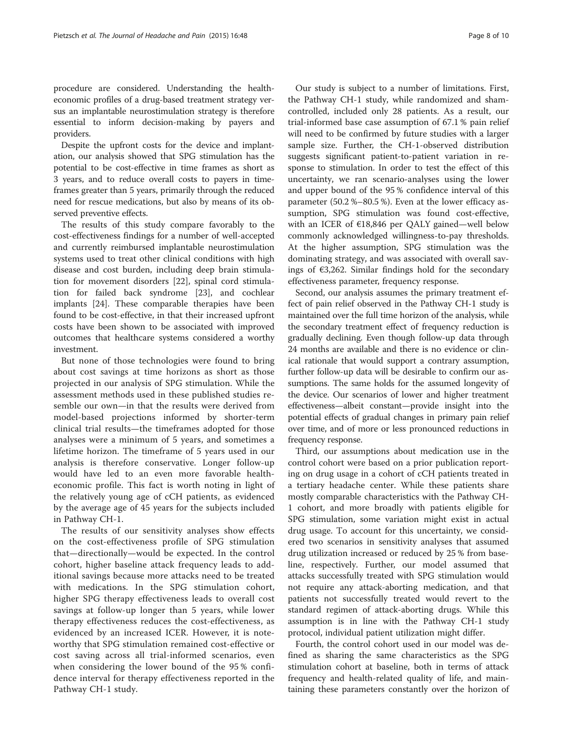procedure are considered. Understanding the health-economic profiles of a drug-based treatment strategy versus an implantable neurostimulation strategy is therefore essential to inform decision-making by payers and providers.

Despite the upfront costs for the device and implantation, our analysis showed that SPG stimulation has the potential to be cost-effective in time frames as short as 3 years, and to reduce overall costs to payers in time-frames greater than 5 years, primarily through the reduced need for rescue medications, but also by means of its observed preventive effects.

The results of this study compare favorably to the cost-effectiveness findings for a number of well-accepted and currently reimbursed implantable neurostimulation systems used to treat other clinical conditions with high disease and cost burden, including deep brain stimulation for movement disorders [22], spinal cord stimulation for failed back syndrome [23], and cochlear implants [24]. These comparable therapies have been found to be cost-effective, in that their increased upfront costs have been shown to be associated with improved outcomes that healthcare systems considered a worthy investment.

But none of those technologies were found to bring about cost savings at time horizons as short as those projected in our analysis of SPG stimulation. While the assessment methods used in these published studies resemble our own—in that the results were derived from model-based projections informed by shorter-term clinical trial results—the timeframes adopted for those analyses were a minimum of 5 years, and sometimes a lifetime horizon. The timeframe of 5 years used in our analysis is therefore conservative. Longer follow-up would have led to an even more favorable health-economic profile. This fact is worth noting in light of the relatively young age of cCH patients, as evidenced by the average age of 45 years for the subjects included in Pathway CH-1.

The results of our sensitivity analyses show effects on the cost-effectiveness profile of SPG stimulation that—directionally—would be expected. In the control cohort, higher baseline attack frequency leads to additional savings because more attacks need to be treated with medications. In the SPG stimulation cohort, higher SPG therapy effectiveness leads to overall cost savings at follow-up longer than 5 years, while lower therapy effectiveness reduces the cost-effectiveness, as evidenced by an increased ICER. However, it is noteworthy that SPG stimulation remained cost-effective or cost saving across all trial-informed scenarios, even when considering the lower bound of the 95 % confidence interval for therapy effectiveness reported in the Pathway CH-1 study.

Our study is subject to a number of limitations. First, the Pathway CH-1 study, while randomized and sham-controlled, included only 28 patients. As a result, our trial-informed base case assumption of 67.1 % pain relief will need to be confirmed by future studies with a larger sample size. Further, the CH-1-observed distribution suggests significant patient-to-patient variation in response to stimulation. In order to test the effect of this uncertainty, we ran scenario-analyses using the lower and upper bound of the 95 % confidence interval of this parameter (50.2 %–80.5 %). Even at the lower efficacy assumption, SPG stimulation was found cost-effective, with an ICER of €18,846 per QALY gained—well below commonly acknowledged willingness-to-pay thresholds. At the higher assumption, SPG stimulation was the dominating strategy, and was associated with overall savings of €3,262. Similar findings hold for the secondary effectiveness parameter, frequency response.

Second, our analysis assumes the primary treatment effect of pain relief observed in the Pathway CH-1 study is maintained over the full time horizon of the analysis, while the secondary treatment effect of frequency reduction is gradually declining. Even though follow-up data through 24 months are available and there is no evidence or clinical rationale that would support a contrary assumption, further follow-up data will be desirable to confirm our assumptions. The same holds for the assumed longevity of the device. Our scenarios of lower and higher treatment effectiveness—albeit constant—provide insight into the potential effects of gradual changes in primary pain relief over time, and of more or less pronounced reductions in frequency response.

Third, our assumptions about medication use in the control cohort were based on a prior publication reporting on drug usage in a cohort of cCH patients treated in a tertiary headache center. While these patients share mostly comparable characteristics with the Pathway CH-1 cohort, and more broadly with patients eligible for SPG stimulation, some variation might exist in actual drug usage. To account for this uncertainty, we considered two scenarios in sensitivity analyses that assumed drug utilization increased or reduced by 25 % from baseline, respectively. Further, our model assumed that attacks successfully treated with SPG stimulation would not require any attack-aborting medication, and that patients not successfully treated would revert to the standard regimen of attack-aborting drugs. While this assumption is in line with the Pathway CH-1 study protocol, individual patient utilization might differ.

Fourth, the control cohort used in our model was defined as sharing the same characteristics as the SPG stimulation cohort at baseline, both in terms of attack frequency and health-related quality of life, and maintaining these parameters constantly over the horizon of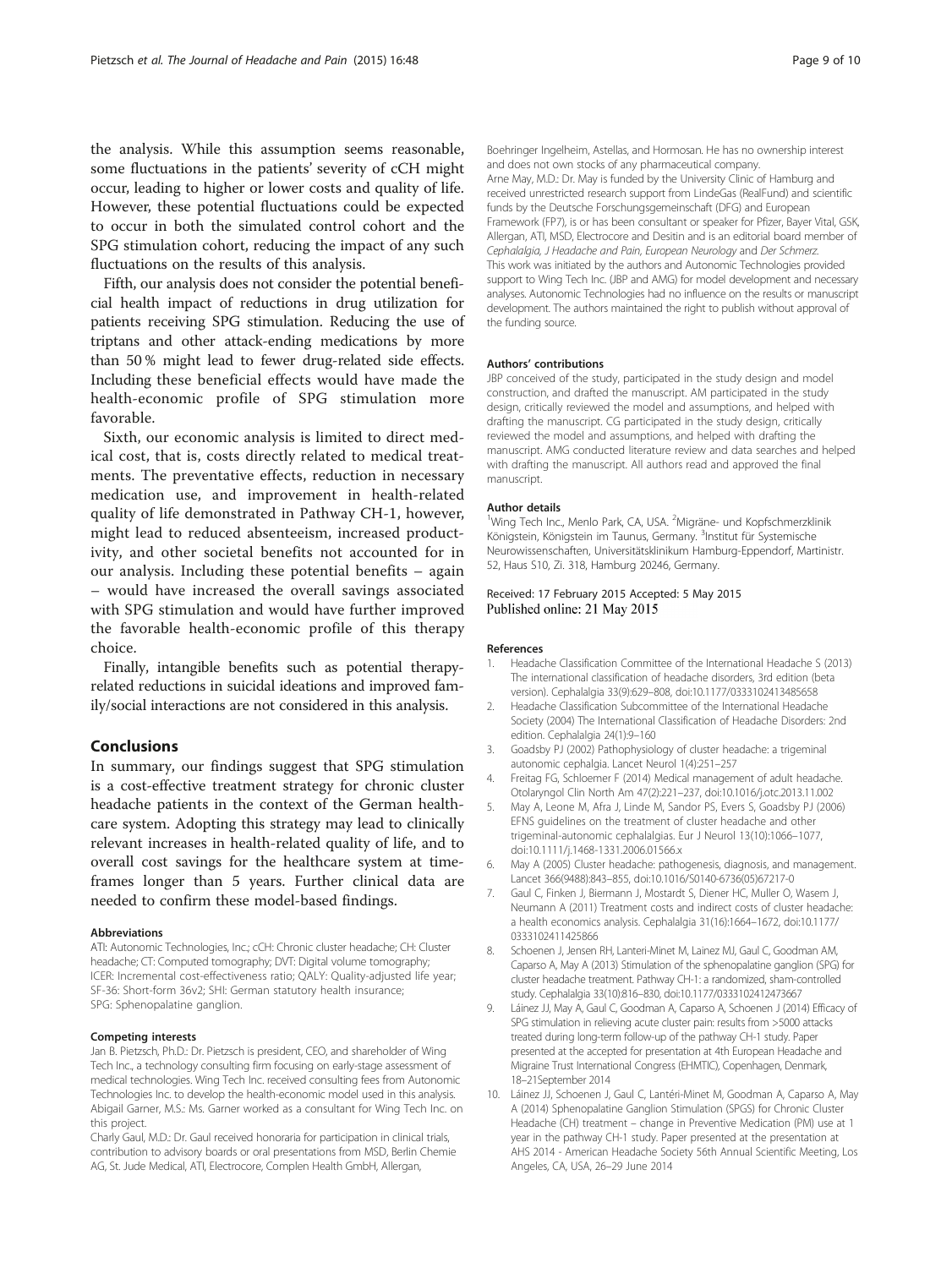the analysis. While this assumption seems reasonable, some fluctuations in the patients' severity of cCH might occur, leading to higher or lower costs and quality of life. However, these potential fluctuations could be expected to occur in both the simulated control cohort and the SPG stimulation cohort, reducing the impact of any such fluctuations on the results of this analysis.

Fifth, our analysis does not consider the potential beneficial health impact of reductions in drug utilization for patients receiving SPG stimulation. Reducing the use of triptans and other attack-ending medications by more than 50 % might lead to fewer drug-related side effects. Including these beneficial effects would have made the health-economic profile of SPG stimulation more favorable.

Sixth, our economic analysis is limited to direct medical cost, that is, costs directly related to medical treatments. The preventative effects, reduction in necessary medication use, and improvement in health-related quality of life demonstrated in Pathway CH-1, however, might lead to reduced absenteeism, increased productivity, and other societal benefits not accounted for in our analysis. Including these potential benefits – again – would have increased the overall savings associated with SPG stimulation and would have further improved the favorable health-economic profile of this therapy choice.

Finally, intangible benefits such as potential therapy-related reductions in suicidal ideations and improved family/social interactions are not considered in this analysis.

## Conclusions

In summary, our findings suggest that SPG stimulation is a cost-effective treatment strategy for chronic cluster headache patients in the context of the German healthcare system. Adopting this strategy may lead to clinically relevant increases in health-related quality of life, and to overall cost savings for the healthcare system at timeframes longer than 5 years. Further clinical data are needed to confirm these model-based findings.

#### Abbreviations

ATI: Autonomic Technologies, Inc.; cCH: Chronic cluster headache; CH: Cluster headache; CT: Computed tomography; DVT: Digital volume tomography; ICER: Incremental cost-effectiveness ratio; QALY: Quality-adjusted life year; SF-36: Short-form 36v2; SHI: German statutory health insurance; SPG: Sphenopalatine ganglion.

#### Competing interests

Jan B. Pietzsch, Ph.D.: Dr. Pietzsch is president, CEO, and shareholder of Wing Tech Inc., a technology consulting firm focusing on early-stage assessment of medical technologies. Wing Tech Inc. received consulting fees from Autonomic Technologies Inc. to develop the health-economic model used in this analysis. Abigail Garner, M.S.: Ms. Garner worked as a consultant for Wing Tech Inc. on this project.

Charly Gaul, M.D.: Dr. Gaul received honoraria for participation in clinical trials, contribution to advisory boards or oral presentations from MSD, Berlin Chemie AG, St. Jude Medical, ATI, Electrocore, Complen Health GmbH, Allergan, Boehringer Ingelheim, Astellas, and Hormosan. He has no ownership interest and does not own stocks of any pharmaceutical company.

Arne May, M.D.: Dr. May is funded by the University Clinic of Hamburg and received unrestricted research support from LindeGas (RealFund) and scientific funds by the Deutsche Forschungsgemeinschaft (DFG) and European Framework (FP7), is or has been consultant or speaker for Pfizer, Bayer Vital, GSK, Allergan, ATI, MSD, Electrocore and Desitin and is an editorial board member of *Cephalalgia*, *J Headache and Pain*, *European Neurology* and *Der Schmerz*.

This work was initiated by the authors and Autonomic Technologies provided support to Wing Tech Inc. (JBP and AMG) for model development and necessary analyses. Autonomic Technologies had no influence on the results or manuscript development. The authors maintained the right to publish without approval of the funding source.

#### Authors' contributions

JBP conceived of the study, participated in the study design and model construction, and drafted the manuscript. AM participated in the study design, critically reviewed the model and assumptions, and helped with drafting the manuscript. CG participated in the study design, critically reviewed the model and assumptions, and helped with drafting the manuscript. AMG conducted literature review and data searches and helped with drafting the manuscript. All authors read and approved the final manuscript.

#### Author details

[1]Wing Tech Inc., Menlo Park, CA, USA. [2]Migräne- und Kopfschmerzklinik Königstein, Königstein im Taunus, Germany. [3]Institut für Systemische Neurowissenschaften, Universitätsklinikum Hamburg-Eppendorf, Martinistr. 52, Haus S10, Zi. 318, Hamburg 20246, Germany.

Received: 17 February 2015 Accepted: 5 May 2015
Published online: 21 May 2015

#### References

1. Headache Classification Committee of the International Headache S (2013) The international classification of headache disorders, 3rd edition (beta version). Cephalalgia 33(9):629–808, doi:10.1177/0333102413485658
2. Headache Classification Subcommittee of the International Headache Society (2004) The International Classification of Headache Disorders: 2nd edition. Cephalalgia 24(1):9–160
3. Goadsby PJ (2002) Pathophysiology of cluster headache: a trigeminal autonomic cephalgia. Lancet Neurol 1(4):251–257
4. Freitag FG, Schloemer F (2014) Medical management of adult headache. Otolaryngol Clin North Am 47(2):221–237, doi:10.1016/j.otc.2013.11.002
5. May A, Leone M, Afra J, Linde M, Sandor PS, Evers S, Goadsby PJ (2006) EFNS guidelines on the treatment of cluster headache and other trigeminal-autonomic cephalalgias. Eur J Neurol 13(10):1066–1077, doi:10.1111/j.1468-1331.2006.01566.x
6. May A (2005) Cluster headache: pathogenesis, diagnosis, and management. Lancet 366(9488):843–855, doi:10.1016/S0140-6736(05)67217-0
7. Gaul C, Finken J, Biermann J, Mostardt S, Diener HC, Muller O, Wasem J, Neumann A (2011) Treatment costs and indirect costs of cluster headache: a health economics analysis. Cephalalgia 31(16):1664–1672, doi:10.1177/0333102411425866
8. Schoenen J, Jensen RH, Lanteri-Minet M, Lainez MJ, Gaul C, Goodman AM, Caparso A, May A (2013) Stimulation of the sphenopalatine ganglion (SPG) for cluster headache treatment. Pathway CH-1: a randomized, sham-controlled study. Cephalalgia 33(10):816–830, doi:10.1177/0333102412473667
9. Láinez JJ, May A, Gaul C, Goodman A, Caparso A, Schoenen J (2014) Efficacy of SPG stimulation in relieving acute cluster pain: results from >5000 attacks treated during long-term follow-up of the pathway CH-1 study. Paper presented at the accepted for presentation at 4th European Headache and Migraine Trust International Congress (EHMTIC), Copenhagen, Denmark, 18–21September 2014
10. Láinez JJ, Schoenen J, Gaul C, Lantéri-Minet M, Goodman A, Caparso A, May A (2014) Sphenopalatine Ganglion Stimulation (SPGS) for Chronic Cluster Headache (CH) treatment – change in Preventive Medication (PM) use at 1 year in the pathway CH-1 study. Paper presented at the presentation at AHS 2014 - American Headache Society 56th Annual Scientific Meeting, Los Angeles, CA, USA, 26–29 June 2014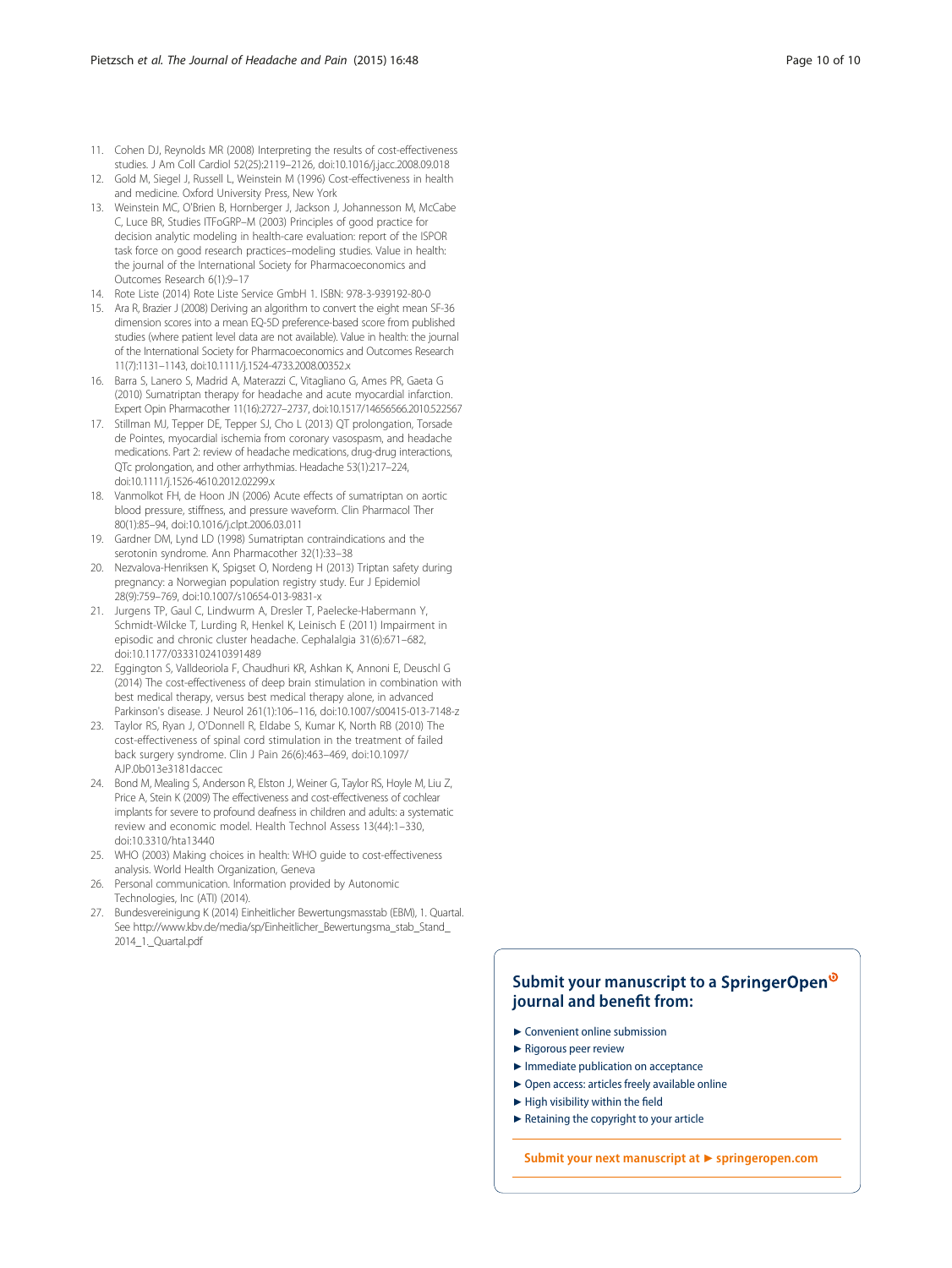11. Cohen DJ, Reynolds MR (2008) Interpreting the results of cost-effectiveness studies. J Am Coll Cardiol 52(25):2119–2126, doi:10.1016/j.jacc.2008.09.018
12. Gold M, Siegel J, Russell L, Weinstein M (1996) Cost-effectiveness in health and medicine. Oxford University Press, New York
13. Weinstein MC, O'Brien B, Hornberger J, Jackson J, Johannesson M, McCabe C, Luce BR, Studies ITFoGRP–M (2003) Principles of good practice for decision analytic modeling in health-care evaluation: report of the ISPOR task force on good research practices–modeling studies. Value in health: the journal of the International Society for Pharmacoeconomics and Outcomes Research 6(1):9–17
14. Rote Liste (2014) Rote Liste Service GmbH 1. ISBN: 978-3-939192-80-0
15. Ara R, Brazier J (2008) Deriving an algorithm to convert the eight mean SF-36 dimension scores into a mean EQ-5D preference-based score from published studies (where patient level data are not available). Value in health: the journal of the International Society for Pharmacoeconomics and Outcomes Research 11(7):1131–1143, doi:10.1111/j.1524-4733.2008.00352.x
16. Barra S, Lanero S, Madrid A, Materazzi C, Vitagliano G, Ames PR, Gaeta G (2010) Sumatriptan therapy for headache and acute myocardial infarction. Expert Opin Pharmacother 11(16):2727–2737, doi:10.1517/14656566.2010.522567
17. Stillman MJ, Tepper DE, Tepper SJ, Cho L (2013) QT prolongation, Torsade de Pointes, myocardial ischemia from coronary vasospasm, and headache medications. Part 2: review of headache medications, drug-drug interactions, QTc prolongation, and other arrhythmias. Headache 53(1):217–224, doi:10.1111/j.1526-4610.2012.02299.x
18. Vanmolkot FH, de Hoon JN (2006) Acute effects of sumatriptan on aortic blood pressure, stiffness, and pressure waveform. Clin Pharmacol Ther 80(1):85–94, doi:10.1016/j.clpt.2006.03.011
19. Gardner DM, Lynd LD (1998) Sumatriptan contraindications and the serotonin syndrome. Ann Pharmacother 32(1):33–38
20. Nezvalova-Henriksen K, Spigset O, Nordeng H (2013) Triptan safety during pregnancy: a Norwegian population registry study. Eur J Epidemiol 28(9):759–769, doi:10.1007/s10654-013-9831-x
21. Jurgens TP, Gaul C, Lindwurm A, Dresler T, Paelecke-Habermann Y, Schmidt-Wilcke T, Lurding R, Henkel K, Leinisch E (2011) Impairment in episodic and chronic cluster headache. Cephalalgia 31(6):671–682, doi:10.1177/0333102410391489
22. Eggington S, Valldeoriola F, Chaudhuri KR, Ashkan K, Annoni E, Deuschl G (2014) The cost-effectiveness of deep brain stimulation in combination with best medical therapy, versus best medical therapy alone, in advanced Parkinson's disease. J Neurol 261(1):106–116, doi:10.1007/s00415-013-7148-z
23. Taylor RS, Ryan J, O'Donnell R, Eldabe S, Kumar K, North RB (2010) The cost-effectiveness of spinal cord stimulation in the treatment of failed back surgery syndrome. Clin J Pain 26(6):463–469, doi:10.1097/AJP.0b013e3181daccec
24. Bond M, Mealing S, Anderson R, Elston J, Weiner G, Taylor RS, Hoyle M, Liu Z, Price A, Stein K (2009) The effectiveness and cost-effectiveness of cochlear implants for severe to profound deafness in children and adults: a systematic review and economic model. Health Technol Assess 13(44):1–330, doi:10.3310/hta13440
25. WHO (2003) Making choices in health: WHO guide to cost-effectiveness analysis. World Health Organization, Geneva
26. Personal communication. Information provided by Autonomic Technologies, Inc (ATI) (2014).
27. Bundesvereinigung K (2014) Einheitlicher Bewertungsmasstab (EBM), 1. Quartal. See http://www.kbv.de/media/sp/Einheitlicher_Bewertungsma_stab_Stand_2014_1._Quartal.pdf

**Submit your manuscript to a SpringerOpen journal and benefit from:**

- ► Convenient online submission
- ► Rigorous peer review
- ► Immediate publication on acceptance
- ► Open access: articles freely available online
- ► High visibility within the field
- ► Retaining the copyright to your article

**Submit your next manuscript at ► springeropen.com**